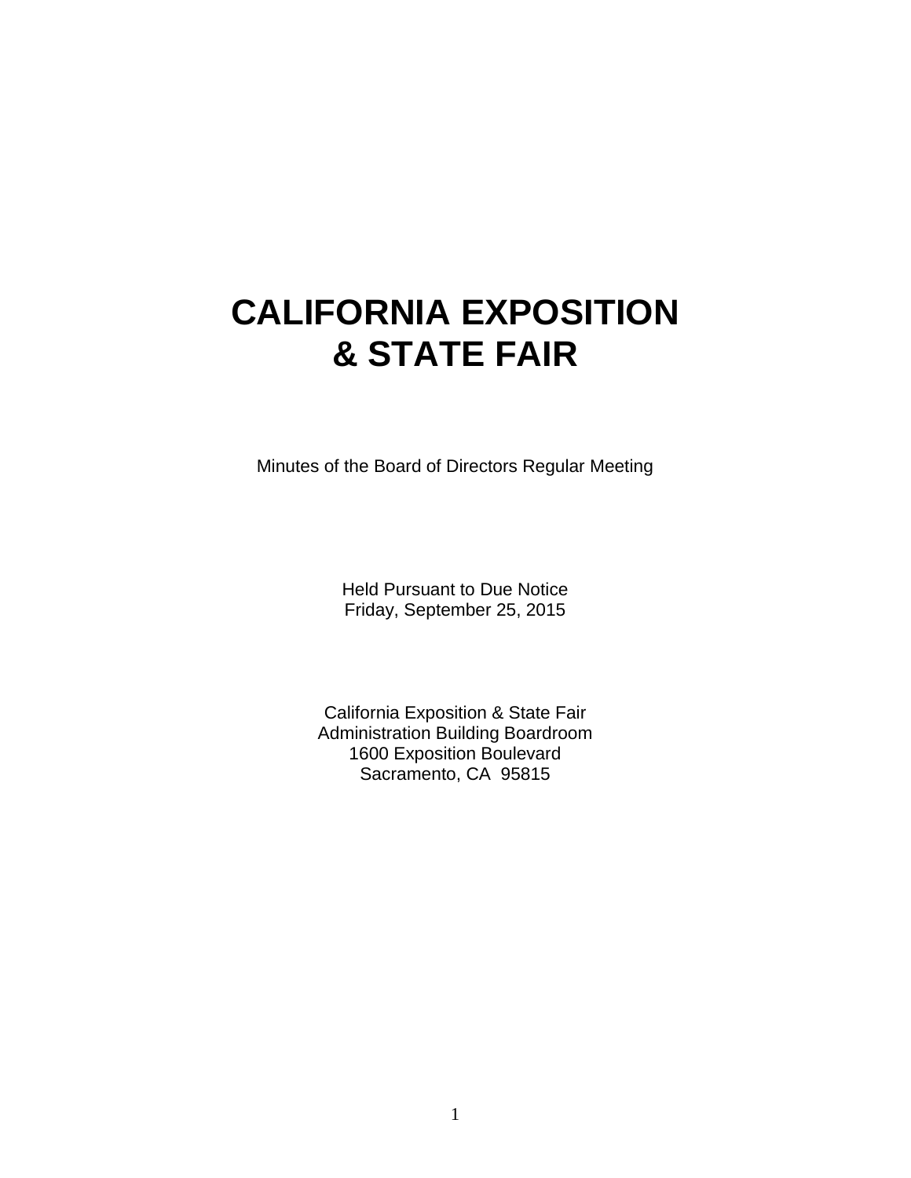# CALIFORNIA EXPOSITION & STATE FAIR

Minutes of the Board of Directors Regular Meeting

Held Pursuant to Due Notice
Friday, September 25, 2015

California Exposition & State Fair
Administration Building Boardroom
1600 Exposition Boulevard
Sacramento, CA 95815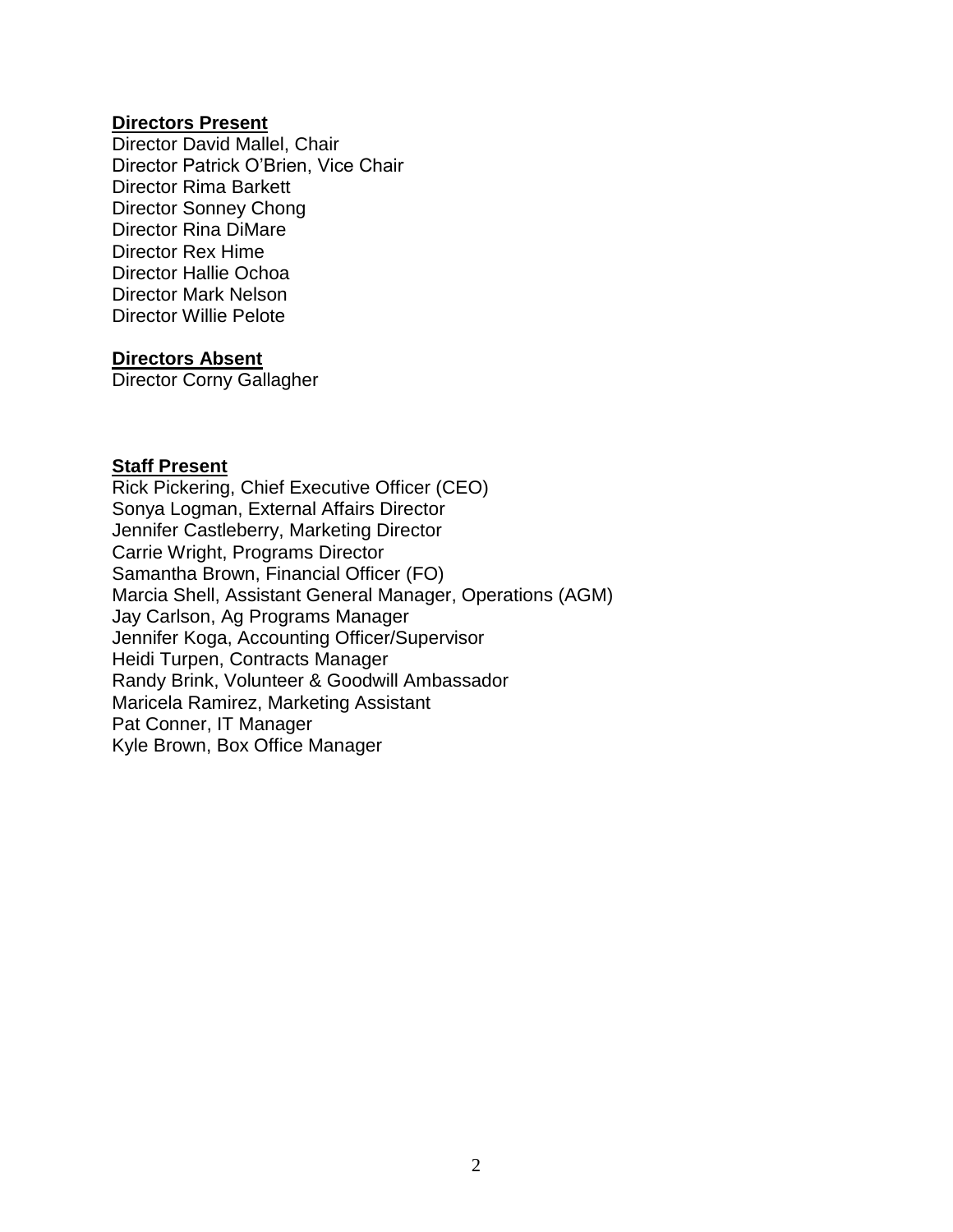**Directors Present**

Director David Mallel, Chair
Director Patrick O'Brien, Vice Chair
Director Rima Barkett
Director Sonney Chong
Director Rina DiMare
Director Rex Hime
Director Hallie Ochoa
Director Mark Nelson
Director Willie Pelote

**Directors Absent**

Director Corny Gallagher

**Staff Present**

Rick Pickering, Chief Executive Officer (CEO)
Sonya Logman, External Affairs Director
Jennifer Castleberry, Marketing Director
Carrie Wright, Programs Director
Samantha Brown, Financial Officer (FO)
Marcia Shell, Assistant General Manager, Operations (AGM)
Jay Carlson, Ag Programs Manager
Jennifer Koga, Accounting Officer/Supervisor
Heidi Turpen, Contracts Manager
Randy Brink, Volunteer & Goodwill Ambassador
Maricela Ramirez, Marketing Assistant
Pat Conner, IT Manager
Kyle Brown, Box Office Manager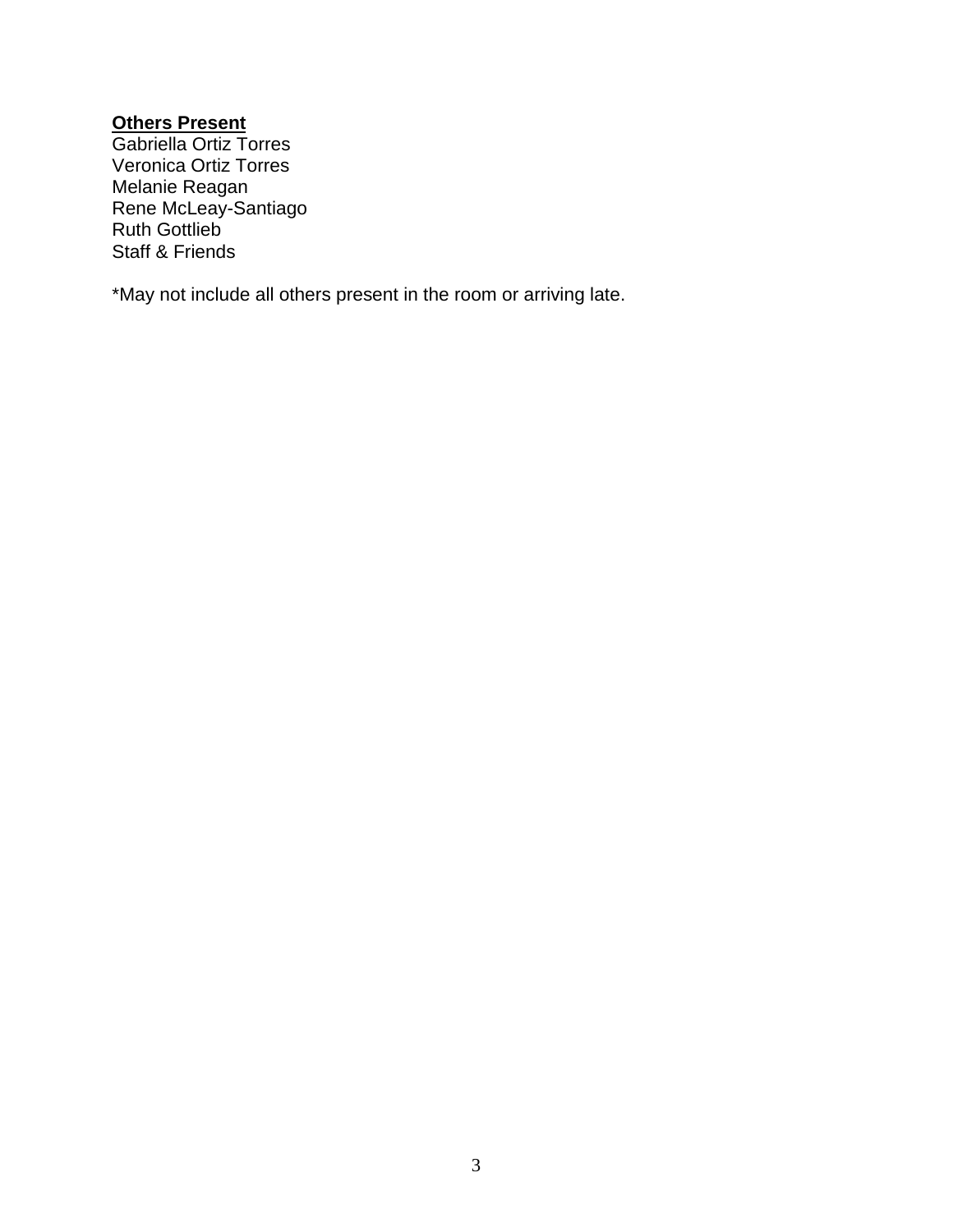**Others Present**

Gabriella Ortiz Torres
Veronica Ortiz Torres
Melanie Reagan
Rene McLeay-Santiago
Ruth Gottlieb
Staff & Friends

*May not include all others present in the room or arriving late.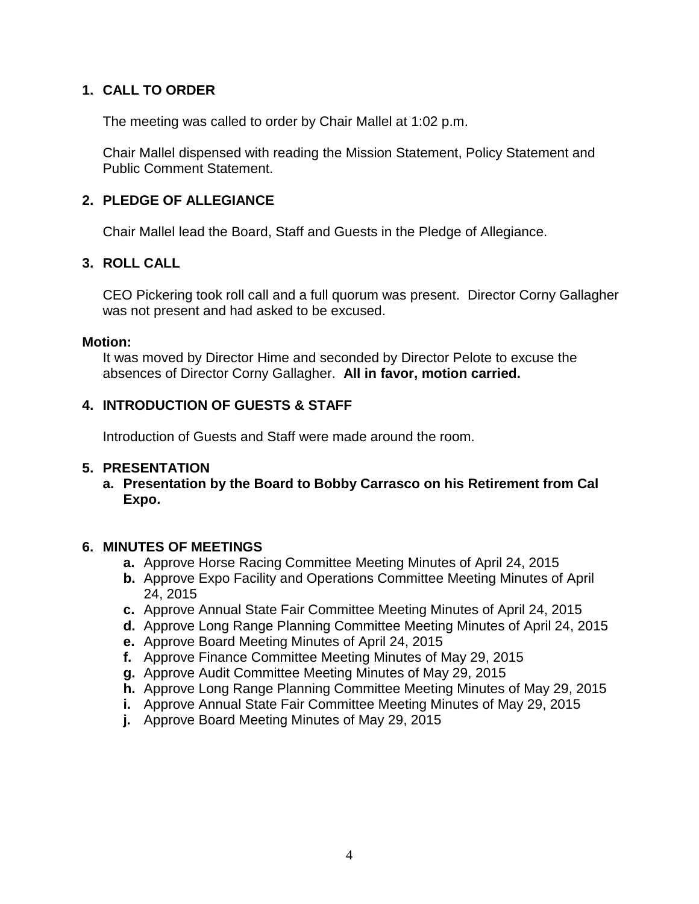## 1. CALL TO ORDER

The meeting was called to order by Chair Mallel at 1:02 p.m.

Chair Mallel dispensed with reading the Mission Statement, Policy Statement and Public Comment Statement.

## 2. PLEDGE OF ALLEGIANCE

Chair Mallel lead the Board, Staff and Guests in the Pledge of Allegiance.

## 3. ROLL CALL

CEO Pickering took roll call and a full quorum was present. Director Corny Gallagher was not present and had asked to be excused.

**Motion:**

It was moved by Director Hime and seconded by Director Pelote to excuse the absences of Director Corny Gallagher. **All in favor, motion carried.**

## 4. INTRODUCTION OF GUESTS & STAFF

Introduction of Guests and Staff were made around the room.

## 5. PRESENTATION

**a. Presentation by the Board to Bobby Carrasco on his Retirement from Cal Expo.**

## 6. MINUTES OF MEETINGS

- **a.** Approve Horse Racing Committee Meeting Minutes of April 24, 2015
- **b.** Approve Expo Facility and Operations Committee Meeting Minutes of April 24, 2015
- **c.** Approve Annual State Fair Committee Meeting Minutes of April 24, 2015
- **d.** Approve Long Range Planning Committee Meeting Minutes of April 24, 2015
- **e.** Approve Board Meeting Minutes of April 24, 2015
- **f.** Approve Finance Committee Meeting Minutes of May 29, 2015
- **g.** Approve Audit Committee Meeting Minutes of May 29, 2015
- **h.** Approve Long Range Planning Committee Meeting Minutes of May 29, 2015
- **i.** Approve Annual State Fair Committee Meeting Minutes of May 29, 2015
- **j.** Approve Board Meeting Minutes of May 29, 2015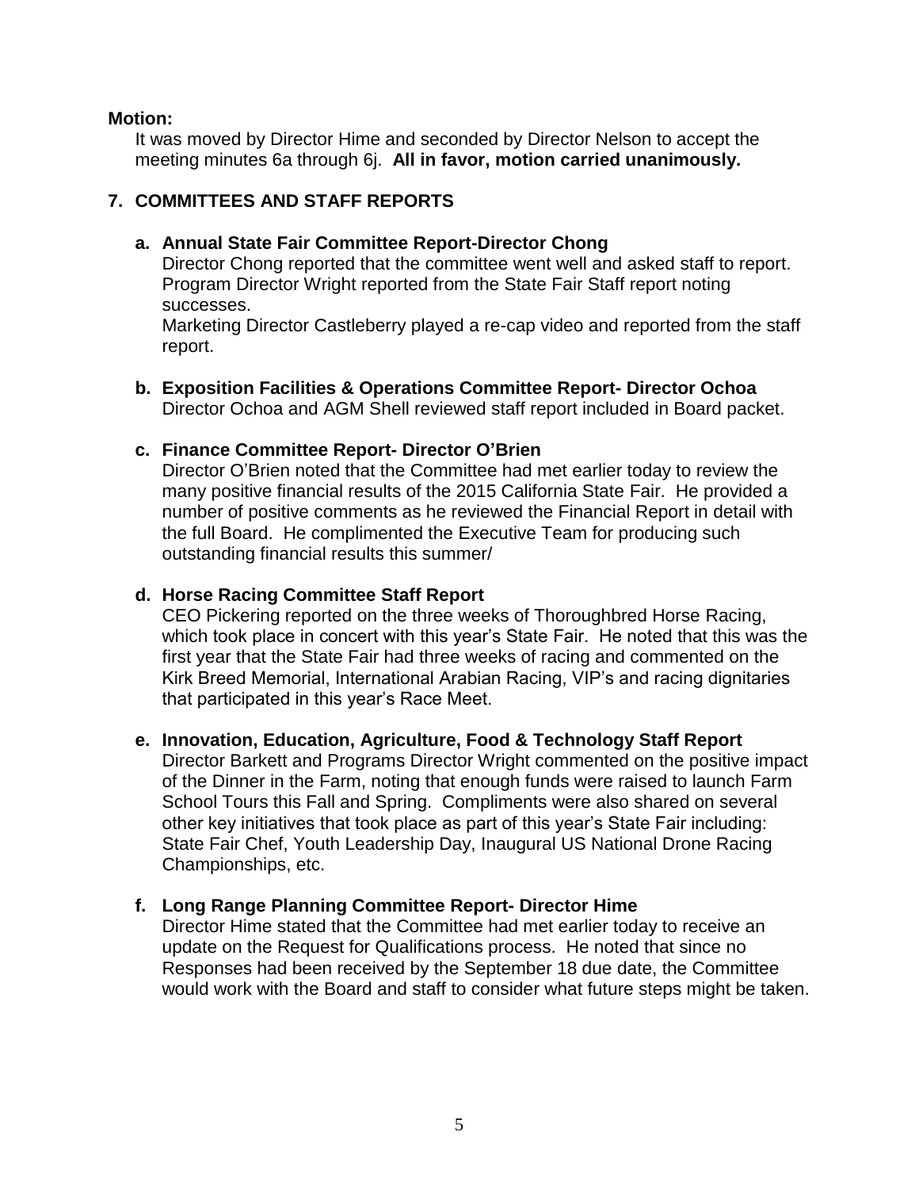**Motion:**

It was moved by Director Hime and seconded by Director Nelson to accept the meeting minutes 6a through 6j. **All in favor, motion carried unanimously.**

## 7. COMMITTEES AND STAFF REPORTS

### a. Annual State Fair Committee Report-Director Chong

Director Chong reported that the committee went well and asked staff to report. Program Director Wright reported from the State Fair Staff report noting successes.

Marketing Director Castleberry played a re-cap video and reported from the staff report.

### b. Exposition Facilities & Operations Committee Report- Director Ochoa

Director Ochoa and AGM Shell reviewed staff report included in Board packet.

### c. Finance Committee Report- Director O'Brien

Director O'Brien noted that the Committee had met earlier today to review the many positive financial results of the 2015 California State Fair. He provided a number of positive comments as he reviewed the Financial Report in detail with the full Board. He complimented the Executive Team for producing such outstanding financial results this summer/

### d. Horse Racing Committee Staff Report

CEO Pickering reported on the three weeks of Thoroughbred Horse Racing, which took place in concert with this year's State Fair. He noted that this was the first year that the State Fair had three weeks of racing and commented on the Kirk Breed Memorial, International Arabian Racing, VIP's and racing dignitaries that participated in this year's Race Meet.

### e. Innovation, Education, Agriculture, Food & Technology Staff Report

Director Barkett and Programs Director Wright commented on the positive impact of the Dinner in the Farm, noting that enough funds were raised to launch Farm School Tours this Fall and Spring. Compliments were also shared on several other key initiatives that took place as part of this year's State Fair including: State Fair Chef, Youth Leadership Day, Inaugural US National Drone Racing Championships, etc.

### f. Long Range Planning Committee Report- Director Hime

Director Hime stated that the Committee had met earlier today to receive an update on the Request for Qualifications process. He noted that since no Responses had been received by the September 18 due date, the Committee would work with the Board and staff to consider what future steps might be taken.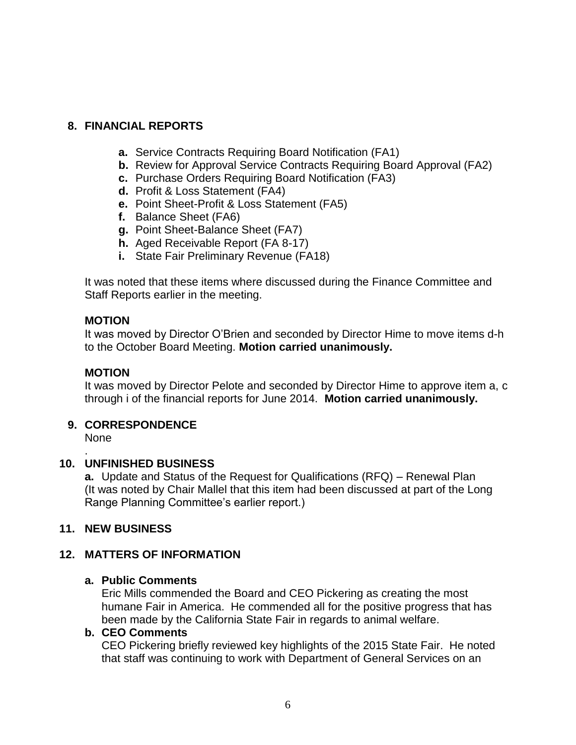## 8. FINANCIAL REPORTS

- **a.** Service Contracts Requiring Board Notification (FA1)
- **b.** Review for Approval Service Contracts Requiring Board Approval (FA2)
- **c.** Purchase Orders Requiring Board Notification (FA3)
- **d.** Profit & Loss Statement (FA4)
- **e.** Point Sheet-Profit & Loss Statement (FA5)
- **f.** Balance Sheet (FA6)
- **g.** Point Sheet-Balance Sheet (FA7)
- **h.** Aged Receivable Report (FA 8-17)
- **i.** State Fair Preliminary Revenue (FA18)

It was noted that these items where discussed during the Finance Committee and Staff Reports earlier in the meeting.

**MOTION**
It was moved by Director O'Brien and seconded by Director Hime to move items d-h to the October Board Meeting. **Motion carried unanimously.**

**MOTION**
It was moved by Director Pelote and seconded by Director Hime to approve item a, c through i of the financial reports for June 2014. **Motion carried unanimously.**

## 9. CORRESPONDENCE

None

.

## 10. UNFINISHED BUSINESS

**a.** Update and Status of the Request for Qualifications (RFQ) – Renewal Plan (It was noted by Chair Mallel that this item had been discussed at part of the Long Range Planning Committee's earlier report.)

## 11. NEW BUSINESS

## 12. MATTERS OF INFORMATION

**a. Public Comments**
Eric Mills commended the Board and CEO Pickering as creating the most humane Fair in America. He commended all for the positive progress that has been made by the California State Fair in regards to animal welfare.

**b. CEO Comments**
CEO Pickering briefly reviewed key highlights of the 2015 State Fair. He noted that staff was continuing to work with Department of General Services on an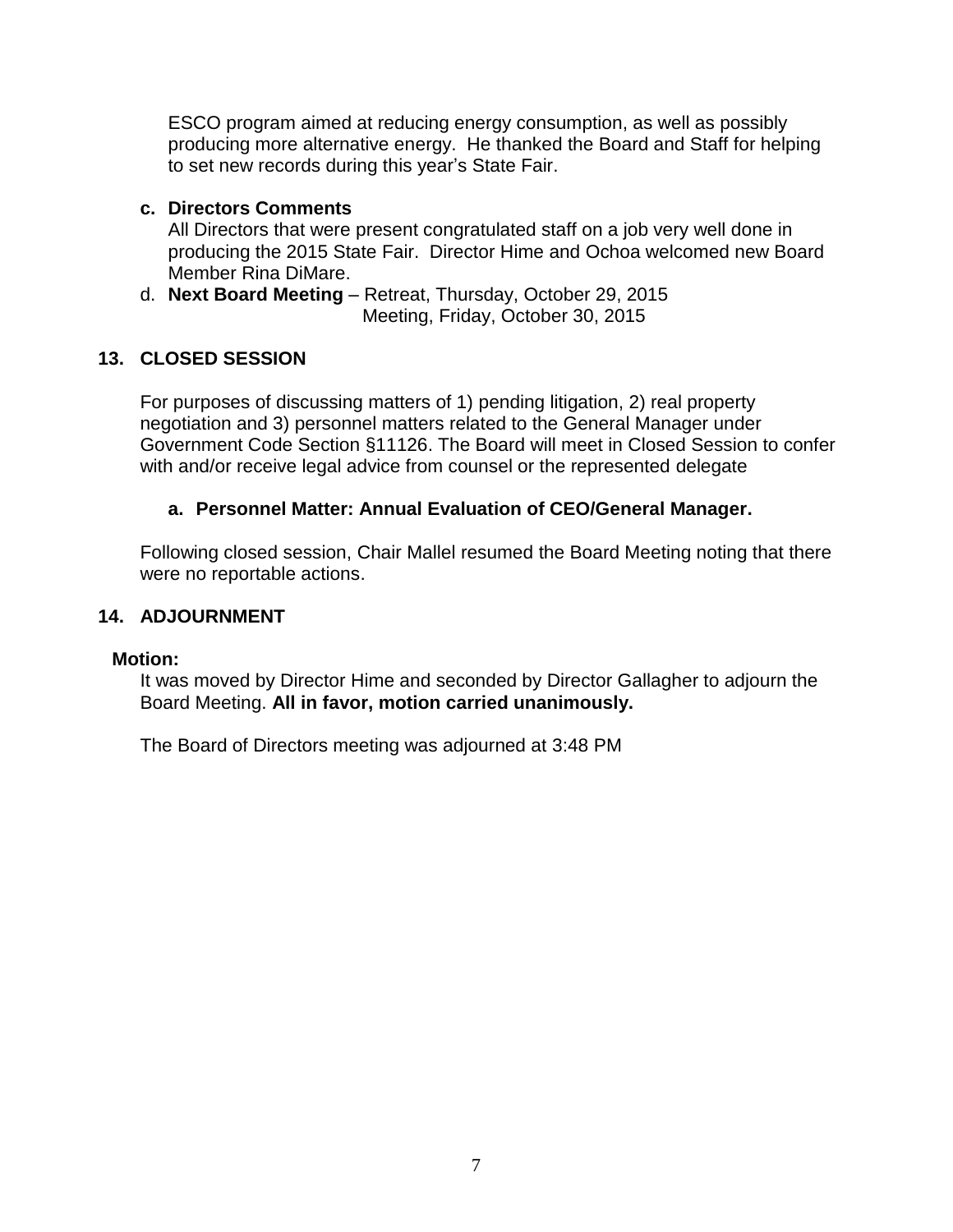ESCO program aimed at reducing energy consumption, as well as possibly producing more alternative energy. He thanked the Board and Staff for helping to set new records during this year's State Fair.

**c. Directors Comments**

All Directors that were present congratulated staff on a job very well done in producing the 2015 State Fair. Director Hime and Ochoa welcomed new Board Member Rina DiMare.

d. **Next Board Meeting** – Retreat, Thursday, October 29, 2015
Meeting, Friday, October 30, 2015

## 13. CLOSED SESSION

For purposes of discussing matters of 1) pending litigation, 2) real property negotiation and 3) personnel matters related to the General Manager under Government Code Section §11126. The Board will meet in Closed Session to confer with and/or receive legal advice from counsel or the represented delegate

**a. Personnel Matter: Annual Evaluation of CEO/General Manager.**

Following closed session, Chair Mallel resumed the Board Meeting noting that there were no reportable actions.

## 14. ADJOURNMENT

**Motion:**

It was moved by Director Hime and seconded by Director Gallagher to adjourn the Board Meeting. **All in favor, motion carried unanimously.**

The Board of Directors meeting was adjourned at 3:48 PM